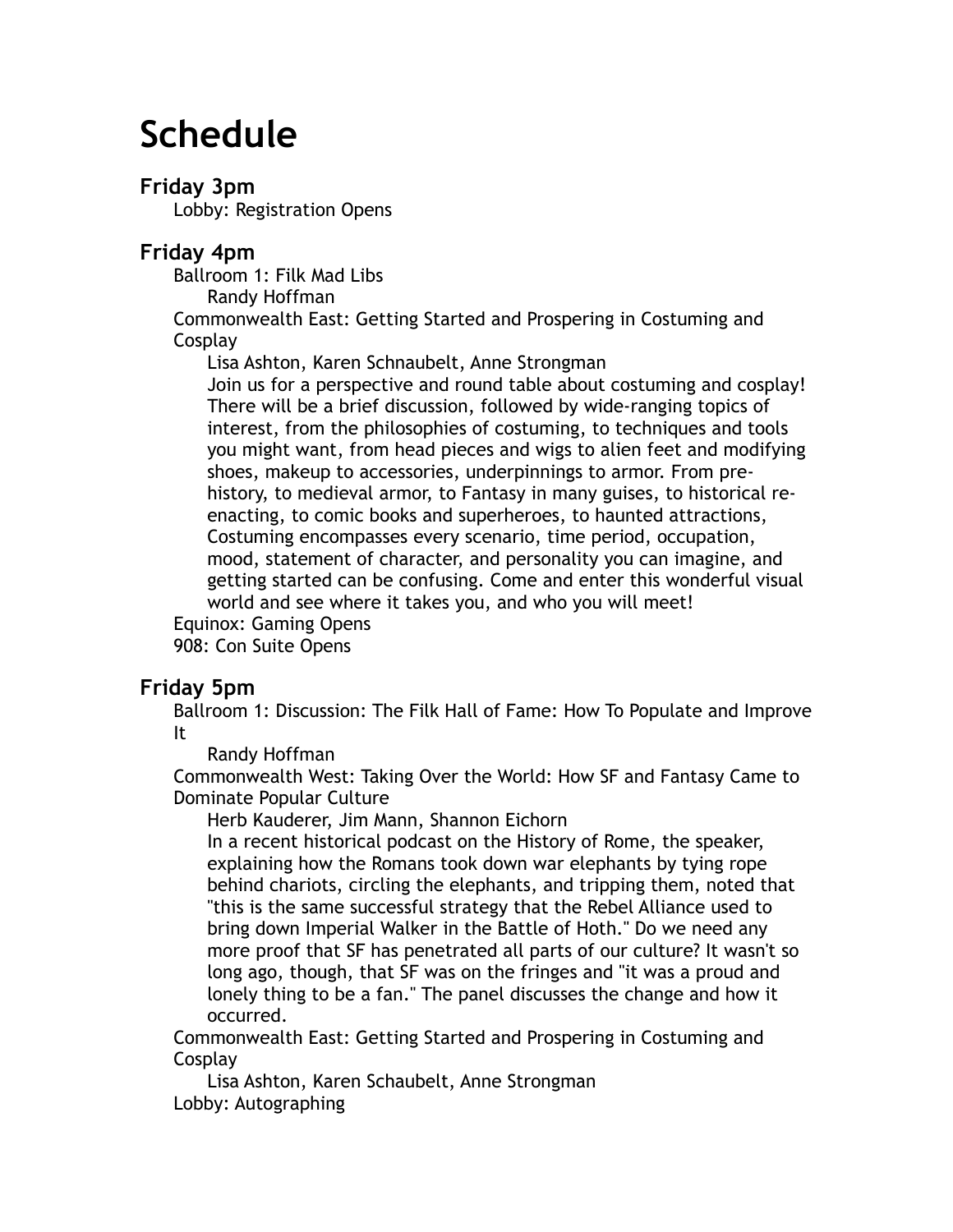# Schedule

## Friday 3pm

Lobby: Registration Opens

## Friday 4pm

Ballroom 1: Filk Mad Libs

Randy Hoffman

Commonwealth East: Getting Started and Prospering in Costuming and Cosplay

Lisa Ashton, Karen Schnaubelt, Anne Strongman

Join us for a perspective and round table about costuming and cosplay! There will be a brief discussion, followed by wide-ranging topics of interest, from the philosophies of costuming, to techniques and tools you might want, from head pieces and wigs to alien feet and modifying shoes, makeup to accessories, underpinnings to armor. From pre-history, to medieval armor, to Fantasy in many guises, to historical re-enacting, to comic books and superheroes, to haunted attractions, Costuming encompasses every scenario, time period, occupation, mood, statement of character, and personality you can imagine, and getting started can be confusing. Come and enter this wonderful visual world and see where it takes you, and who you will meet!

Equinox: Gaming Opens

908: Con Suite Opens

## Friday 5pm

Ballroom 1: Discussion: The Filk Hall of Fame: How To Populate and Improve It

Randy Hoffman

Commonwealth West: Taking Over the World: How SF and Fantasy Came to Dominate Popular Culture

Herb Kauderer, Jim Mann, Shannon Eichorn

In a recent historical podcast on the History of Rome, the speaker, explaining how the Romans took down war elephants by tying rope behind chariots, circling the elephants, and tripping them, noted that "this is the same successful strategy that the Rebel Alliance used to bring down Imperial Walker in the Battle of Hoth." Do we need any more proof that SF has penetrated all parts of our culture? It wasn't so long ago, though, that SF was on the fringes and "it was a proud and lonely thing to be a fan." The panel discusses the change and how it occurred.

Commonwealth East: Getting Started and Prospering in Costuming and Cosplay

Lisa Ashton, Karen Schaubelt, Anne Strongman

Lobby: Autographing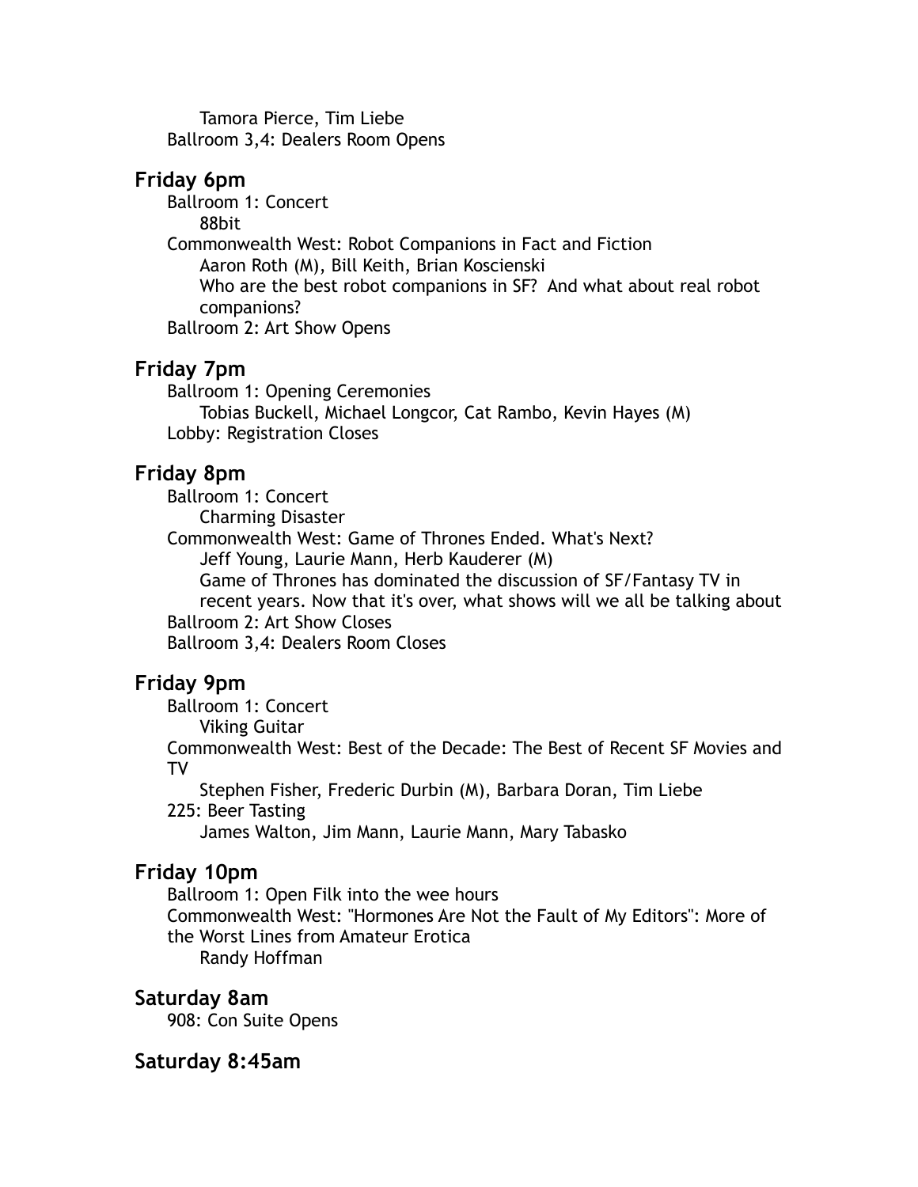Tamora Pierce, Tim Liebe

Ballroom 3,4: Dealers Room Opens

## Friday 6pm

Ballroom 1: Concert

88bit

Commonwealth West: Robot Companions in Fact and Fiction

Aaron Roth (M), Bill Keith, Brian Koscienski

Who are the best robot companions in SF? And what about real robot companions?

Ballroom 2: Art Show Opens

## Friday 7pm

Ballroom 1: Opening Ceremonies

Tobias Buckell, Michael Longcor, Cat Rambo, Kevin Hayes (M)

Lobby: Registration Closes

## Friday 8pm

Ballroom 1: Concert

Charming Disaster

Commonwealth West: Game of Thrones Ended. What's Next?

Jeff Young, Laurie Mann, Herb Kauderer (M)

Game of Thrones has dominated the discussion of SF/Fantasy TV in recent years. Now that it's over, what shows will we all be talking about

Ballroom 2: Art Show Closes

Ballroom 3,4: Dealers Room Closes

## Friday 9pm

Ballroom 1: Concert

Viking Guitar

Commonwealth West: Best of the Decade: The Best of Recent SF Movies and TV

Stephen Fisher, Frederic Durbin (M), Barbara Doran, Tim Liebe

225: Beer Tasting

James Walton, Jim Mann, Laurie Mann, Mary Tabasko

## Friday 10pm

Ballroom 1: Open Filk into the wee hours

Commonwealth West: "Hormones Are Not the Fault of My Editors": More of the Worst Lines from Amateur Erotica

Randy Hoffman

## Saturday 8am

908: Con Suite Opens

## Saturday 8:45am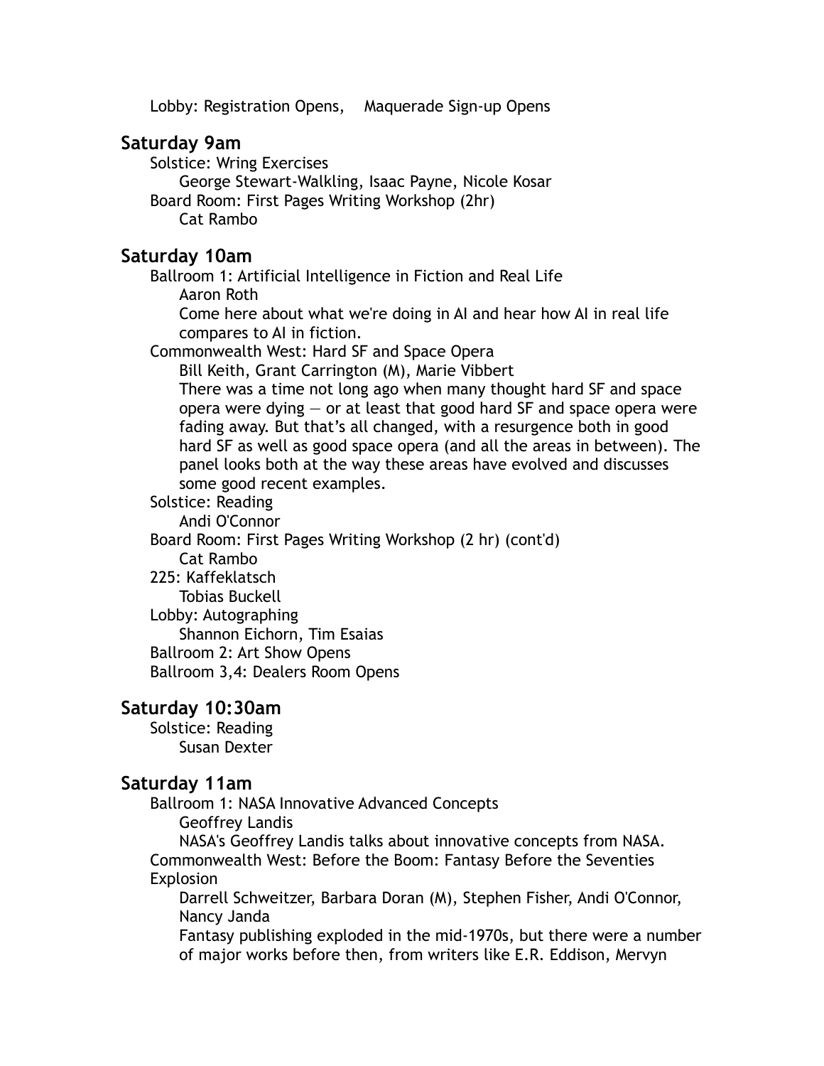Lobby: Registration Opens,    Maquerade Sign-up Opens

### Saturday 9am

Solstice: Wring Exercises
    George Stewart-Walkling, Isaac Payne, Nicole Kosar
Board Room: First Pages Writing Workshop (2hr)
    Cat Rambo

### Saturday 10am

Ballroom 1: Artificial Intelligence in Fiction and Real Life
    Aaron Roth
    Come here about what we're doing in AI and hear how AI in real life compares to AI in fiction.
Commonwealth West: Hard SF and Space Opera
    Bill Keith, Grant Carrington (M), Marie Vibbert
    There was a time not long ago when many thought hard SF and space opera were dying — or at least that good hard SF and space opera were fading away. But that's all changed, with a resurgence both in good hard SF as well as good space opera (and all the areas in between). The panel looks both at the way these areas have evolved and discusses some good recent examples.
Solstice: Reading
    Andi O'Connor
Board Room: First Pages Writing Workshop (2 hr) (cont'd)
    Cat Rambo
225: Kaffeklatsch
    Tobias Buckell
Lobby: Autographing
    Shannon Eichorn, Tim Esaias
Ballroom 2: Art Show Opens
Ballroom 3,4: Dealers Room Opens

### Saturday 10:30am

Solstice: Reading
    Susan Dexter

### Saturday 11am

Ballroom 1: NASA Innovative Advanced Concepts
    Geoffrey Landis
    NASA's Geoffrey Landis talks about innovative concepts from NASA.
Commonwealth West: Before the Boom: Fantasy Before the Seventies Explosion
    Darrell Schweitzer, Barbara Doran (M), Stephen Fisher, Andi O'Connor, Nancy Janda
    Fantasy publishing exploded in the mid-1970s, but there were a number of major works before then, from writers like E.R. Eddison, Mervyn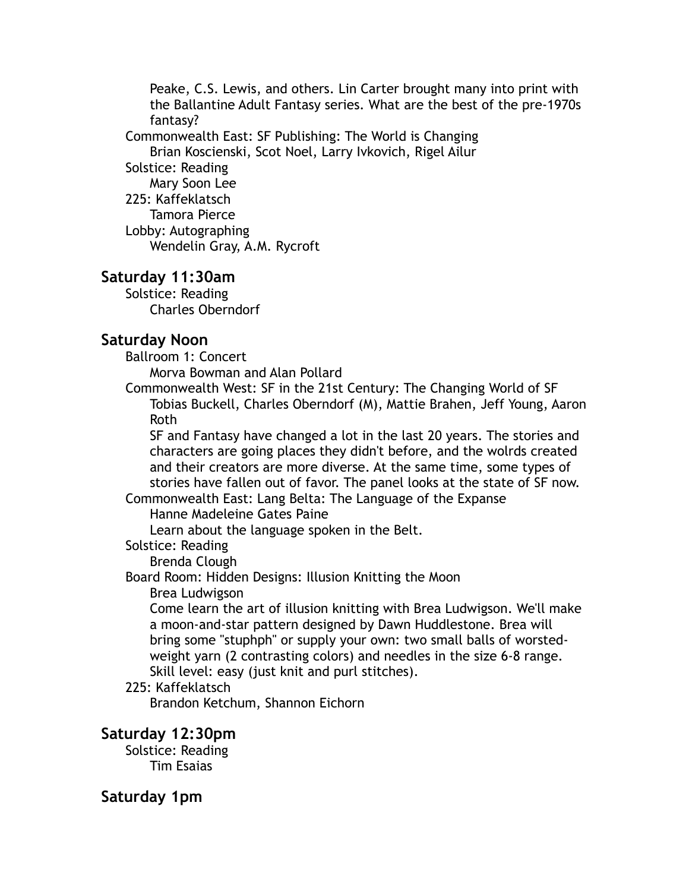Peake, C.S. Lewis, and others. Lin Carter brought many into print with the Ballantine Adult Fantasy series. What are the best of the pre-1970s fantasy?

Commonwealth East: SF Publishing: The World is Changing
Brian Koscienski, Scot Noel, Larry Ivkovich, Rigel Ailur

Solstice: Reading
Mary Soon Lee

225: Kaffeklatsch
Tamora Pierce

Lobby: Autographing
Wendelin Gray, A.M. Rycroft

## Saturday 11:30am

Solstice: Reading
Charles Oberndorf

## Saturday Noon

Ballroom 1: Concert
Morva Bowman and Alan Pollard

Commonwealth West: SF in the 21st Century: The Changing World of SF
Tobias Buckell, Charles Oberndorf (M), Mattie Brahen, Jeff Young, Aaron Roth
SF and Fantasy have changed a lot in the last 20 years. The stories and characters are going places they didn't before, and the wolrds created and their creators are more diverse. At the same time, some types of stories have fallen out of favor. The panel looks at the state of SF now.

Commonwealth East: Lang Belta: The Language of the Expanse
Hanne Madeleine Gates Paine
Learn about the language spoken in the Belt.

Solstice: Reading
Brenda Clough

Board Room: Hidden Designs: Illusion Knitting the Moon
Brea Ludwigson
Come learn the art of illusion knitting with Brea Ludwigson. We'll make a moon-and-star pattern designed by Dawn Huddlestone. Brea will bring some "stuphph" or supply your own: two small balls of worsted-weight yarn (2 contrasting colors) and needles in the size 6-8 range. Skill level: easy (just knit and purl stitches).

225: Kaffeklatsch
Brandon Ketchum, Shannon Eichorn

## Saturday 12:30pm

Solstice: Reading
Tim Esaias

## Saturday 1pm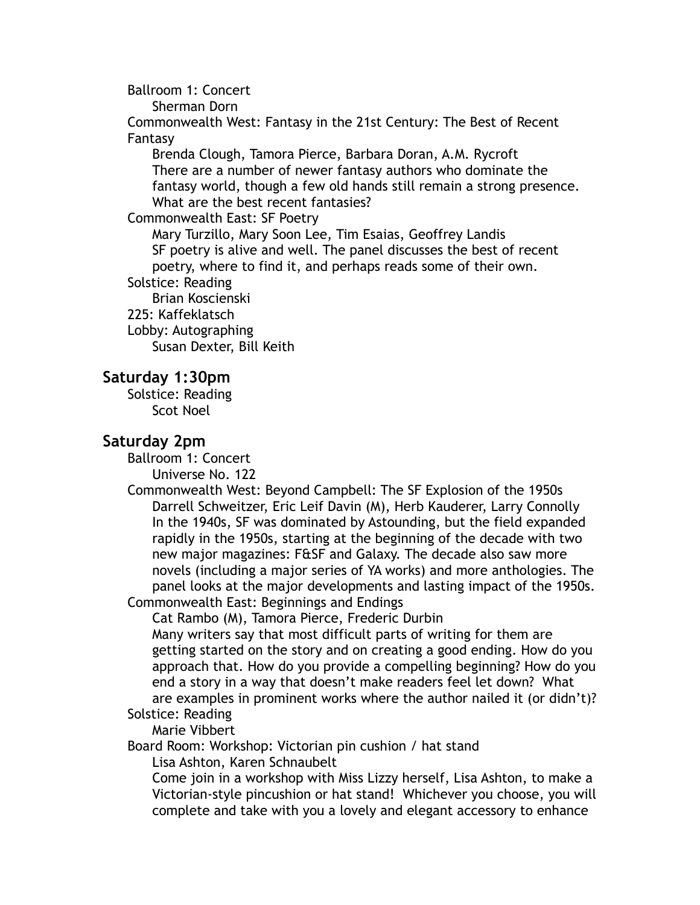Ballroom 1: Concert

Sherman Dorn

Commonwealth West: Fantasy in the 21st Century: The Best of Recent Fantasy

Brenda Clough, Tamora Pierce, Barbara Doran, A.M. Rycroft

There are a number of newer fantasy authors who dominate the fantasy world, though a few old hands still remain a strong presence. What are the best recent fantasies?

Commonwealth East: SF Poetry

Mary Turzillo, Mary Soon Lee, Tim Esaias, Geoffrey Landis

SF poetry is alive and well. The panel discusses the best of recent poetry, where to find it, and perhaps reads some of their own.

Solstice: Reading

Brian Koscienski

225: Kaffeklatsch

Lobby: Autographing

Susan Dexter, Bill Keith

## Saturday 1:30pm

Solstice: Reading

Scot Noel

## Saturday 2pm

Ballroom 1: Concert

Universe No. 122

Commonwealth West: Beyond Campbell: The SF Explosion of the 1950s

Darrell Schweitzer, Eric Leif Davin (M), Herb Kauderer, Larry Connolly

In the 1940s, SF was dominated by Astounding, but the field expanded rapidly in the 1950s, starting at the beginning of the decade with two new major magazines: F&SF and Galaxy. The decade also saw more novels (including a major series of YA works) and more anthologies. The panel looks at the major developments and lasting impact of the 1950s.

Commonwealth East: Beginnings and Endings

Cat Rambo (M), Tamora Pierce, Frederic Durbin

Many writers say that most difficult parts of writing for them are getting started on the story and on creating a good ending. How do you approach that. How do you provide a compelling beginning? How do you end a story in a way that doesn't make readers feel let down? What are examples in prominent works where the author nailed it (or didn't)?

Solstice: Reading

Marie Vibbert

Board Room: Workshop: Victorian pin cushion / hat stand

Lisa Ashton, Karen Schnaubelt

Come join in a workshop with Miss Lizzy herself, Lisa Ashton, to make a Victorian-style pincushion or hat stand! Whichever you choose, you will complete and take with you a lovely and elegant accessory to enhance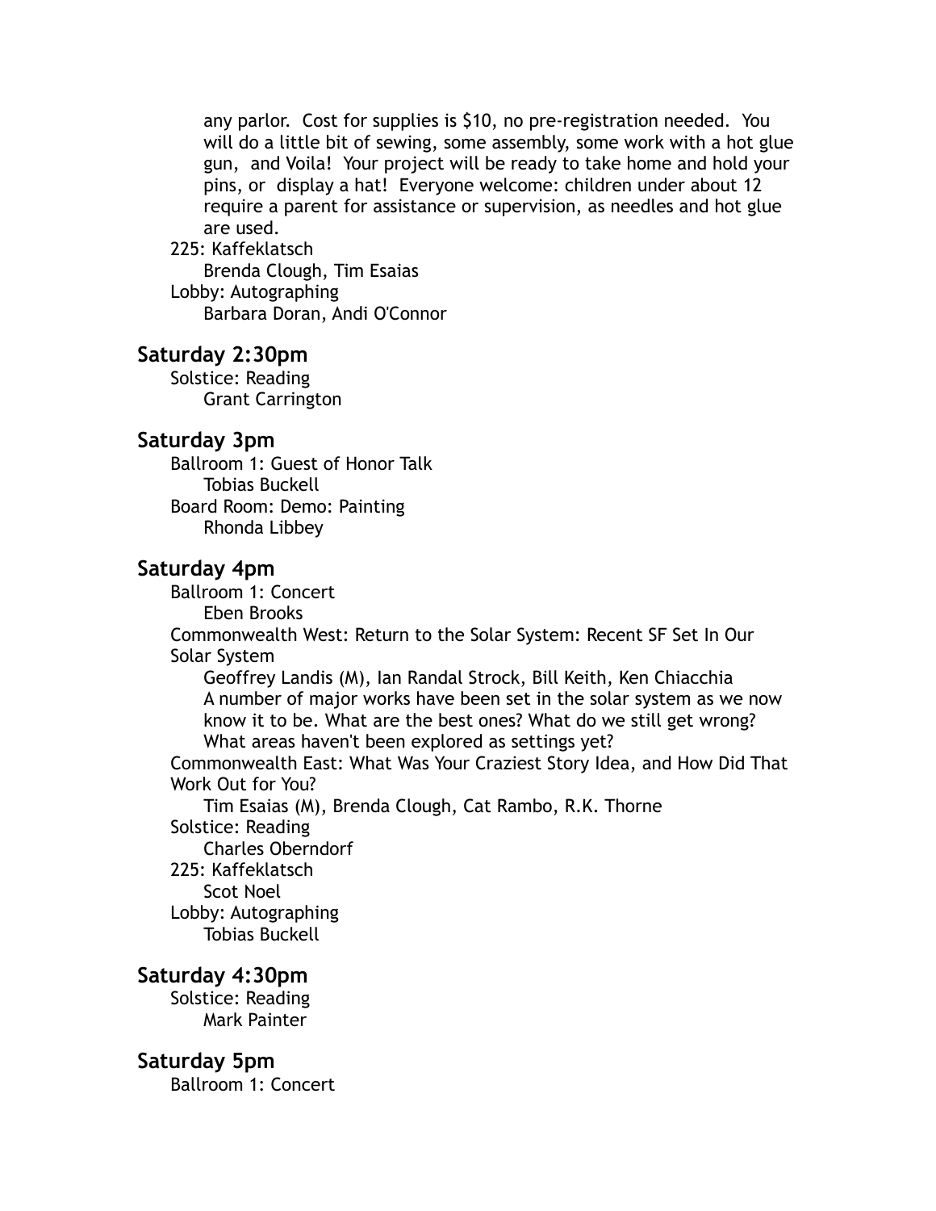any parlor. Cost for supplies is $10, no pre-registration needed. You will do a little bit of sewing, some assembly, some work with a hot glue gun, and Voila! Your project will be ready to take home and hold your pins, or display a hat! Everyone welcome: children under about 12 require a parent for assistance or supervision, as needles and hot glue are used.

225: Kaffeklatsch
Brenda Clough, Tim Esaias

Lobby: Autographing
Barbara Doran, Andi O'Connor

### Saturday 2:30pm

Solstice: Reading
Grant Carrington

### Saturday 3pm

Ballroom 1: Guest of Honor Talk
Tobias Buckell

Board Room: Demo: Painting
Rhonda Libbey

### Saturday 4pm

Ballroom 1: Concert
Eben Brooks

Commonwealth West: Return to the Solar System: Recent SF Set In Our Solar System
Geoffrey Landis (M), Ian Randal Strock, Bill Keith, Ken Chiacchia
A number of major works have been set in the solar system as we now know it to be. What are the best ones? What do we still get wrong? What areas haven't been explored as settings yet?

Commonwealth East: What Was Your Craziest Story Idea, and How Did That Work Out for You?
Tim Esaias (M), Brenda Clough, Cat Rambo, R.K. Thorne

Solstice: Reading
Charles Oberndorf

225: Kaffeklatsch
Scot Noel

Lobby: Autographing
Tobias Buckell

### Saturday 4:30pm

Solstice: Reading
Mark Painter

### Saturday 5pm

Ballroom 1: Concert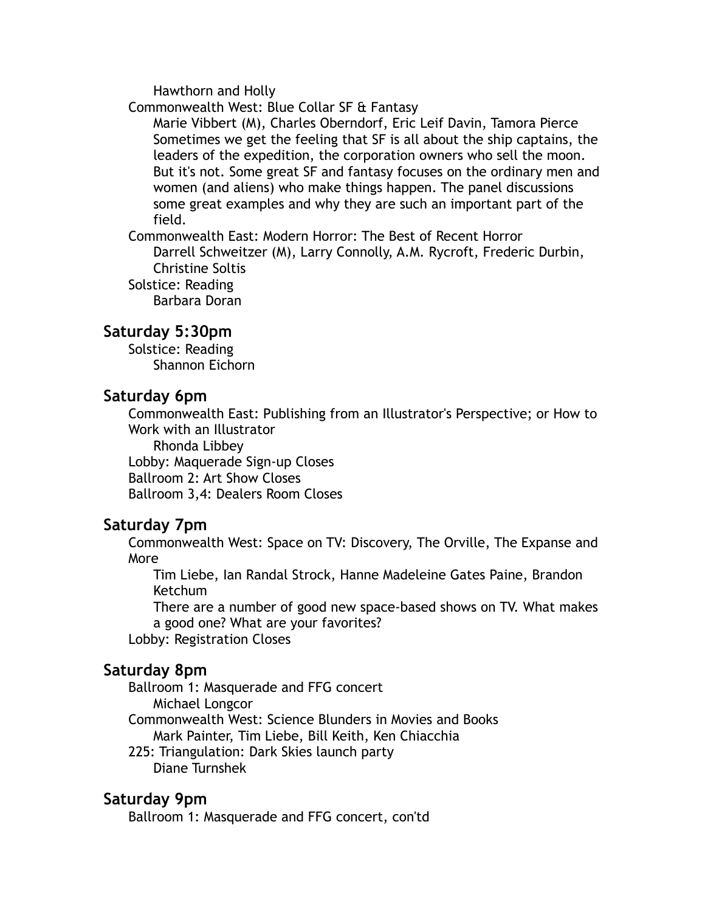Hawthorn and Holly

Commonwealth West: Blue Collar SF & Fantasy

Marie Vibbert (M), Charles Oberndorf, Eric Leif Davin, Tamora Pierce

Sometimes we get the feeling that SF is all about the ship captains, the leaders of the expedition, the corporation owners who sell the moon. But it's not. Some great SF and fantasy focuses on the ordinary men and women (and aliens) who make things happen. The panel discussions some great examples and why they are such an important part of the field.

Commonwealth East: Modern Horror: The Best of Recent Horror

Darrell Schweitzer (M), Larry Connolly, A.M. Rycroft, Frederic Durbin, Christine Soltis

Solstice: Reading

Barbara Doran

## Saturday 5:30pm

Solstice: Reading

Shannon Eichorn

## Saturday 6pm

Commonwealth East: Publishing from an Illustrator's Perspective; or How to Work with an Illustrator

Rhonda Libbey

Lobby: Maquerade Sign-up Closes

Ballroom 2: Art Show Closes

Ballroom 3,4: Dealers Room Closes

## Saturday 7pm

Commonwealth West: Space on TV: Discovery, The Orville, The Expanse and More

Tim Liebe, Ian Randal Strock, Hanne Madeleine Gates Paine, Brandon Ketchum

There are a number of good new space-based shows on TV. What makes a good one? What are your favorites?

Lobby: Registration Closes

## Saturday 8pm

Ballroom 1: Masquerade and FFG concert

Michael Longcor

Commonwealth West: Science Blunders in Movies and Books

Mark Painter, Tim Liebe, Bill Keith, Ken Chiacchia

225: Triangulation: Dark Skies launch party

Diane Turnshek

## Saturday 9pm

Ballroom 1: Masquerade and FFG concert, con'td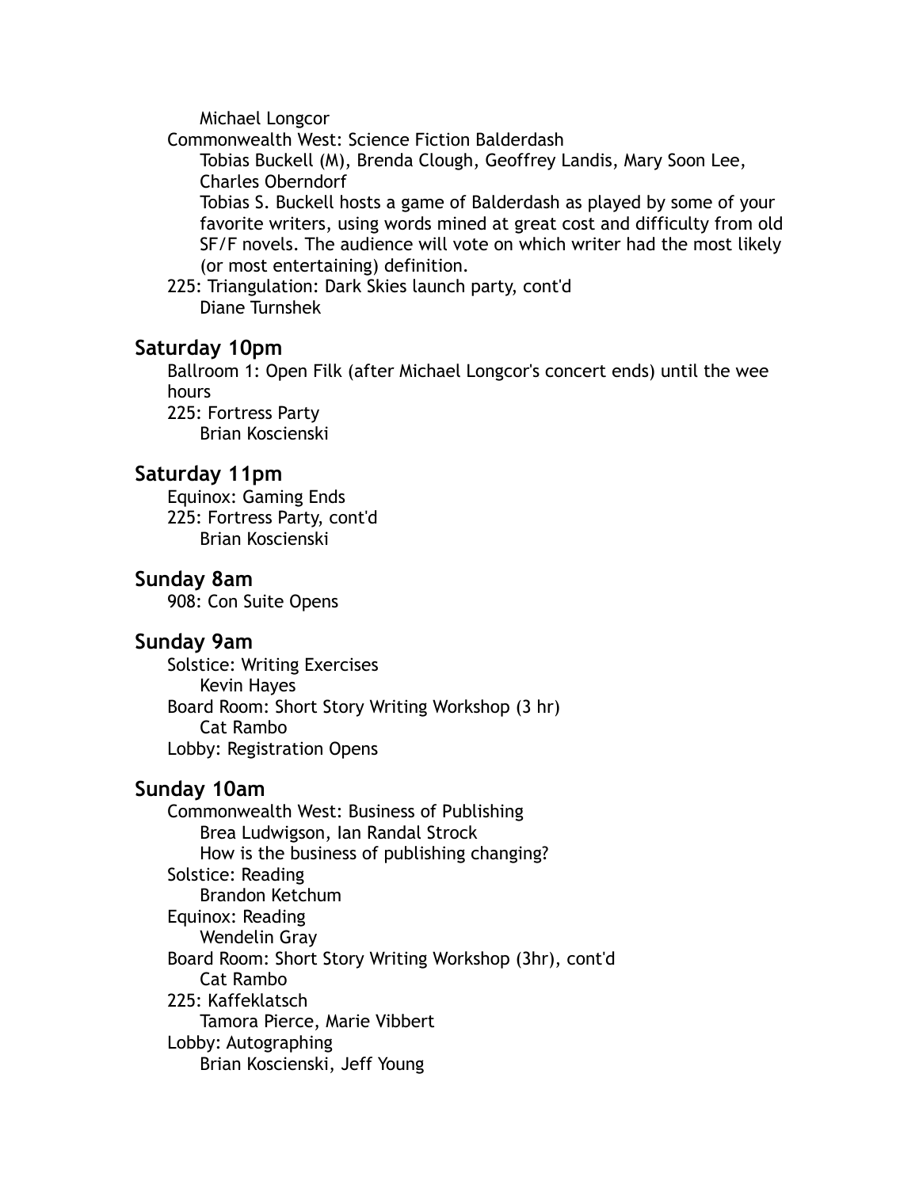Michael Longcor

Commonwealth West: Science Fiction Balderdash

Tobias Buckell (M), Brenda Clough, Geoffrey Landis, Mary Soon Lee, Charles Oberndorf

Tobias S. Buckell hosts a game of Balderdash as played by some of your favorite writers, using words mined at great cost and difficulty from old SF/F novels. The audience will vote on which writer had the most likely (or most entertaining) definition.

225: Triangulation: Dark Skies launch party, cont'd

Diane Turnshek

## Saturday 10pm

Ballroom 1: Open Filk (after Michael Longcor's concert ends) until the wee hours

225: Fortress Party

Brian Koscienski

## Saturday 11pm

Equinox: Gaming Ends

225: Fortress Party, cont'd

Brian Koscienski

## Sunday 8am

908: Con Suite Opens

## Sunday 9am

Solstice: Writing Exercises

Kevin Hayes

Board Room: Short Story Writing Workshop (3 hr)

Cat Rambo

Lobby: Registration Opens

## Sunday 10am

Commonwealth West: Business of Publishing

Brea Ludwigson, Ian Randal Strock

How is the business of publishing changing?

Solstice: Reading

Brandon Ketchum

Equinox: Reading

Wendelin Gray

Board Room: Short Story Writing Workshop (3hr), cont'd

Cat Rambo

225: Kaffeklatsch

Tamora Pierce, Marie Vibbert

Lobby: Autographing

Brian Koscienski, Jeff Young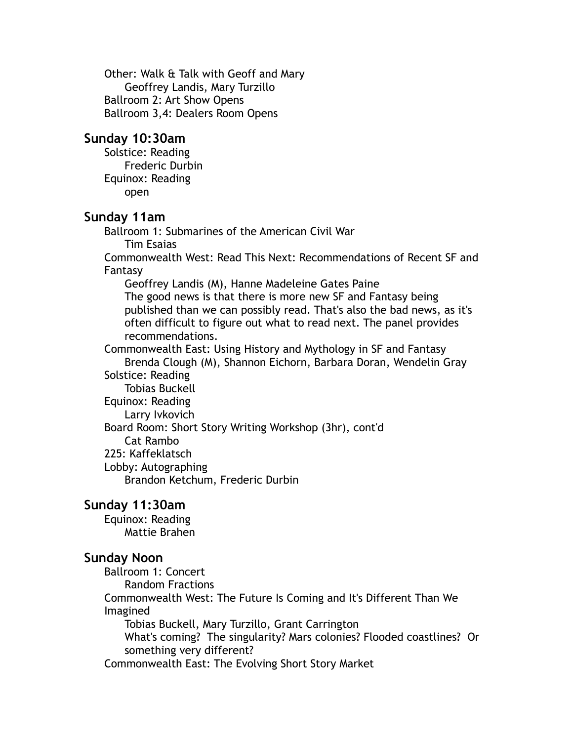Other: Walk & Talk with Geoff and Mary
  Geoffrey Landis, Mary Turzillo
Ballroom 2: Art Show Opens
Ballroom 3,4: Dealers Room Opens

### Sunday 10:30am

Solstice: Reading
  Frederic Durbin
Equinox: Reading
  open

### Sunday 11am

Ballroom 1: Submarines of the American Civil War
  Tim Esaias
Commonwealth West: Read This Next: Recommendations of Recent SF and Fantasy
  Geoffrey Landis (M), Hanne Madeleine Gates Paine
  The good news is that there is more new SF and Fantasy being published than we can possibly read. That's also the bad news, as it's often difficult to figure out what to read next. The panel provides recommendations.
Commonwealth East: Using History and Mythology in SF and Fantasy
  Brenda Clough (M), Shannon Eichorn, Barbara Doran, Wendelin Gray
Solstice: Reading
  Tobias Buckell
Equinox: Reading
  Larry Ivkovich
Board Room: Short Story Writing Workshop (3hr), cont'd
  Cat Rambo
225: Kaffeklatsch
Lobby: Autographing
  Brandon Ketchum, Frederic Durbin

### Sunday 11:30am

Equinox: Reading
  Mattie Brahen

### Sunday Noon

Ballroom 1: Concert
  Random Fractions
Commonwealth West: The Future Is Coming and It's Different Than We Imagined
  Tobias Buckell, Mary Turzillo, Grant Carrington
  What's coming? The singularity? Mars colonies? Flooded coastlines? Or something very different?
Commonwealth East: The Evolving Short Story Market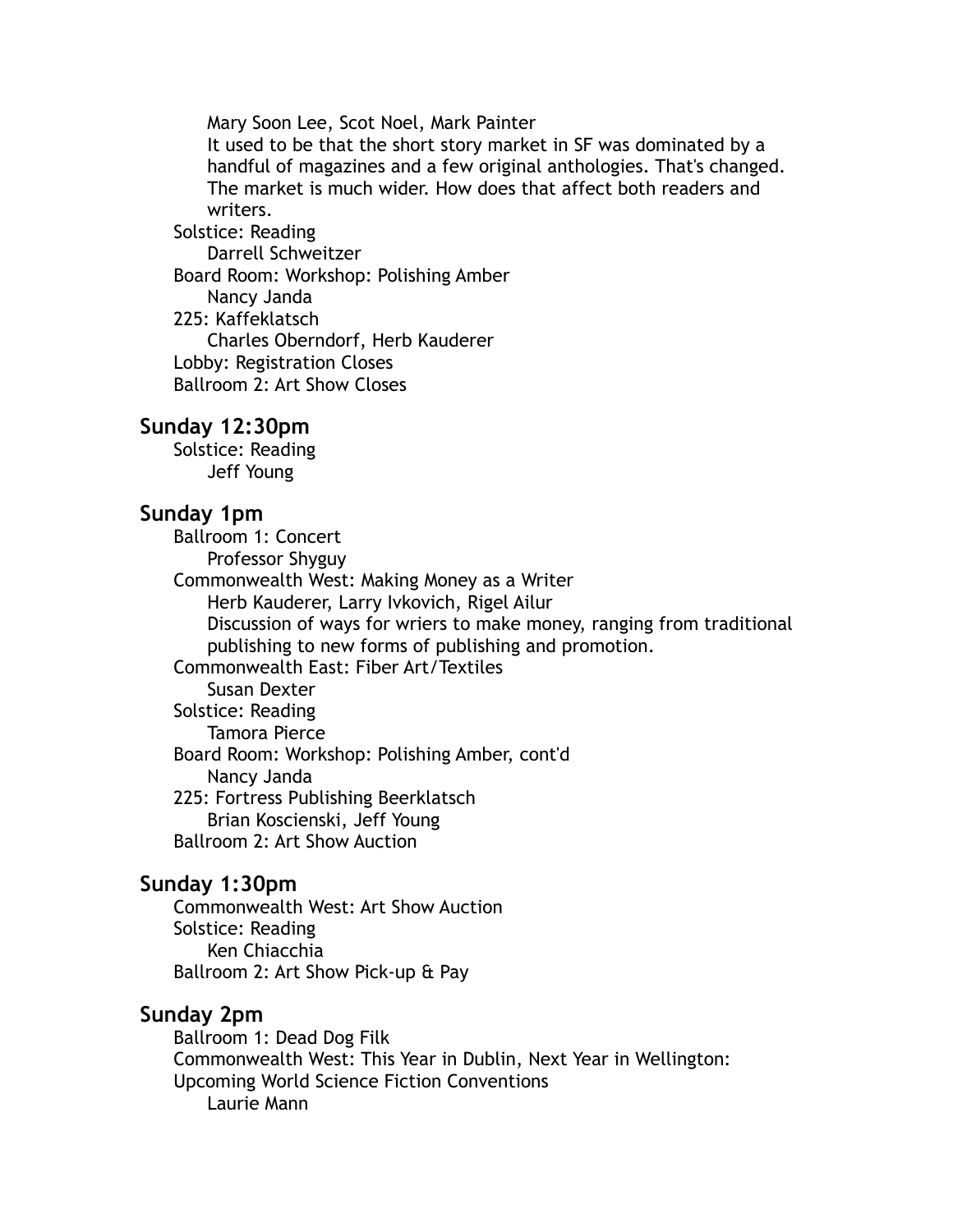Mary Soon Lee, Scot Noel, Mark Painter

It used to be that the short story market in SF was dominated by a handful of magazines and a few original anthologies. That's changed. The market is much wider. How does that affect both readers and writers.

Solstice: Reading

Darrell Schweitzer

Board Room: Workshop: Polishing Amber

Nancy Janda

225: Kaffeklatsch

Charles Oberndorf, Herb Kauderer

Lobby: Registration Closes

Ballroom 2: Art Show Closes

### Sunday 12:30pm

Solstice: Reading

Jeff Young

### Sunday 1pm

Ballroom 1: Concert

Professor Shyguy

Commonwealth West: Making Money as a Writer

Herb Kauderer, Larry Ivkovich, Rigel Ailur

Discussion of ways for wriers to make money, ranging from traditional publishing to new forms of publishing and promotion.

Commonwealth East: Fiber Art/Textiles

Susan Dexter

Solstice: Reading

Tamora Pierce

Board Room: Workshop: Polishing Amber, cont'd

Nancy Janda

225: Fortress Publishing Beerklatsch

Brian Koscienski, Jeff Young

Ballroom 2: Art Show Auction

### Sunday 1:30pm

Commonwealth West: Art Show Auction

Solstice: Reading

Ken Chiacchia

Ballroom 2: Art Show Pick-up & Pay

### Sunday 2pm

Ballroom 1: Dead Dog Filk

Commonwealth West: This Year in Dublin, Next Year in Wellington: Upcoming World Science Fiction Conventions

Laurie Mann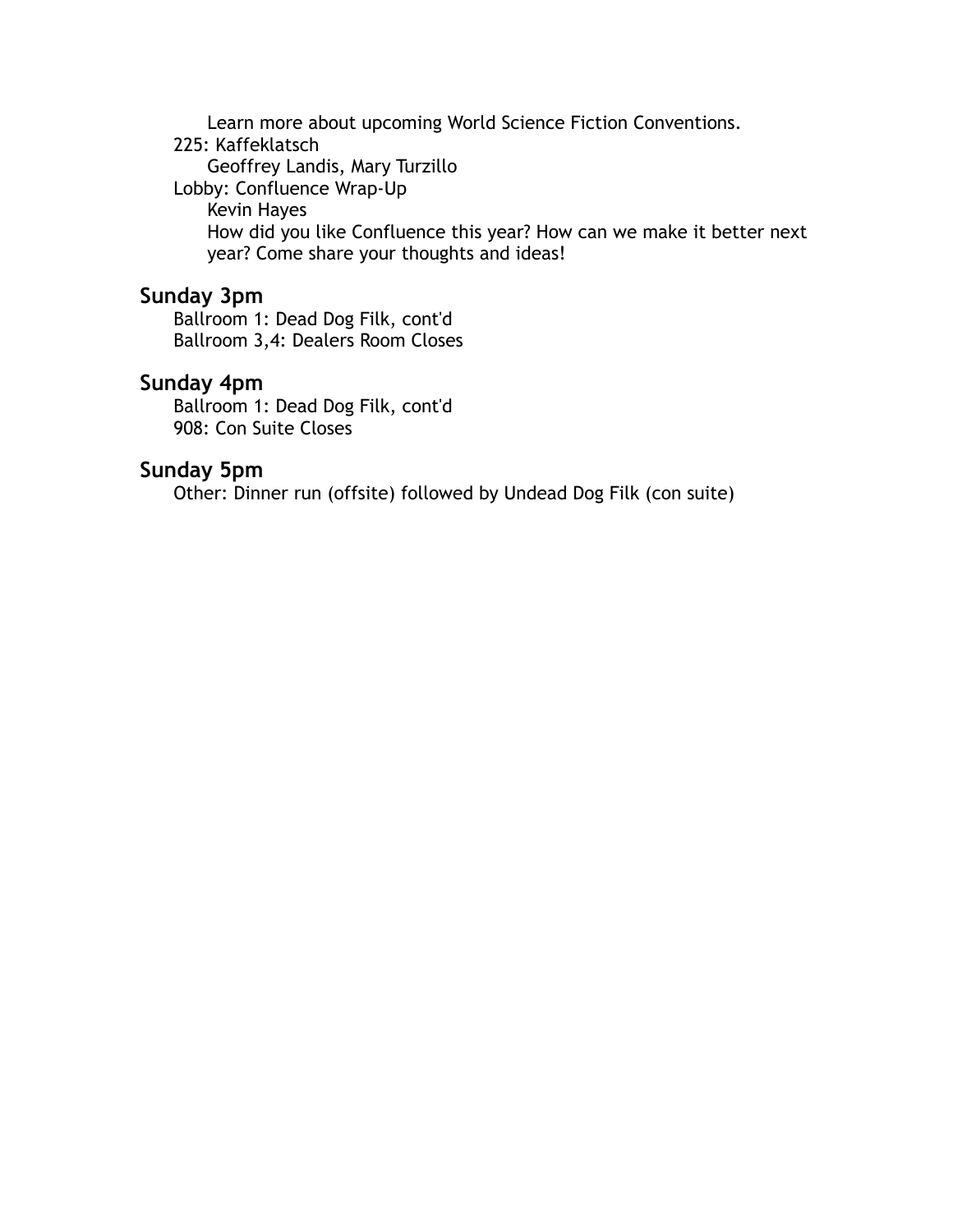Learn more about upcoming World Science Fiction Conventions.

225: Kaffeklatsch
Geoffrey Landis, Mary Turzillo

Lobby: Confluence Wrap-Up
Kevin Hayes
How did you like Confluence this year? How can we make it better next year? Come share your thoughts and ideas!

### Sunday 3pm

Ballroom 1: Dead Dog Filk, cont'd
Ballroom 3,4: Dealers Room Closes

### Sunday 4pm

Ballroom 1: Dead Dog Filk, cont'd
908: Con Suite Closes

### Sunday 5pm

Other: Dinner run (offsite) followed by Undead Dog Filk (con suite)